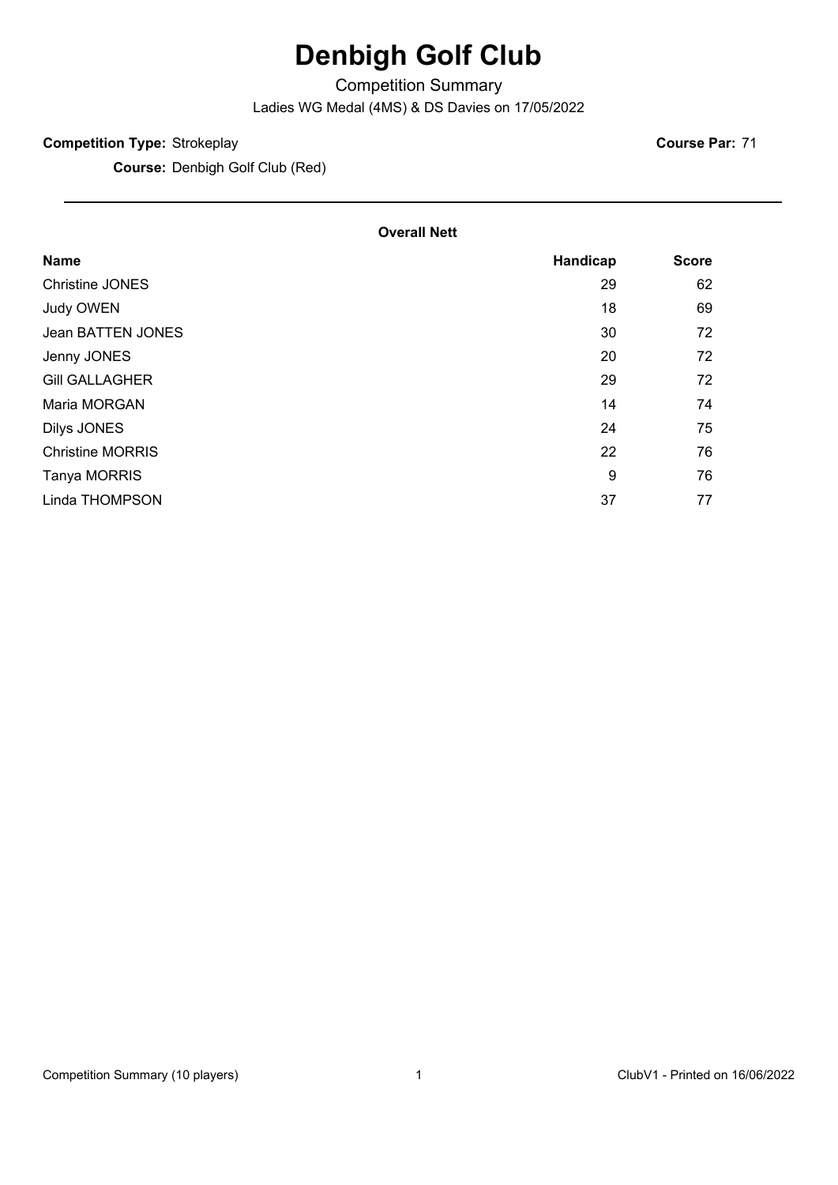# Denbigh Golf Club

Competition Summary

Ladies WG Medal (4MS) & DS Davies on 17/05/2022

**Competition Type:** Strokeplay **Course Par:** 71

**Course:** Denbigh Golf Club (Red)

---

**Overall Nett**

| Name | Handicap | Score |
|---|---|---|
| Christine JONES | 29 | 62 |
| Judy OWEN | 18 | 69 |
| Jean BATTEN JONES | 30 | 72 |
| Jenny JONES | 20 | 72 |
| Gill GALLAGHER | 29 | 72 |
| Maria MORGAN | 14 | 74 |
| Dilys JONES | 24 | 75 |
| Christine MORRIS | 22 | 76 |
| Tanya MORRIS | 9 | 76 |
| Linda THOMPSON | 37 | 77 |

Competition Summary (10 players) ClubV1 - Printed on 16/06/2022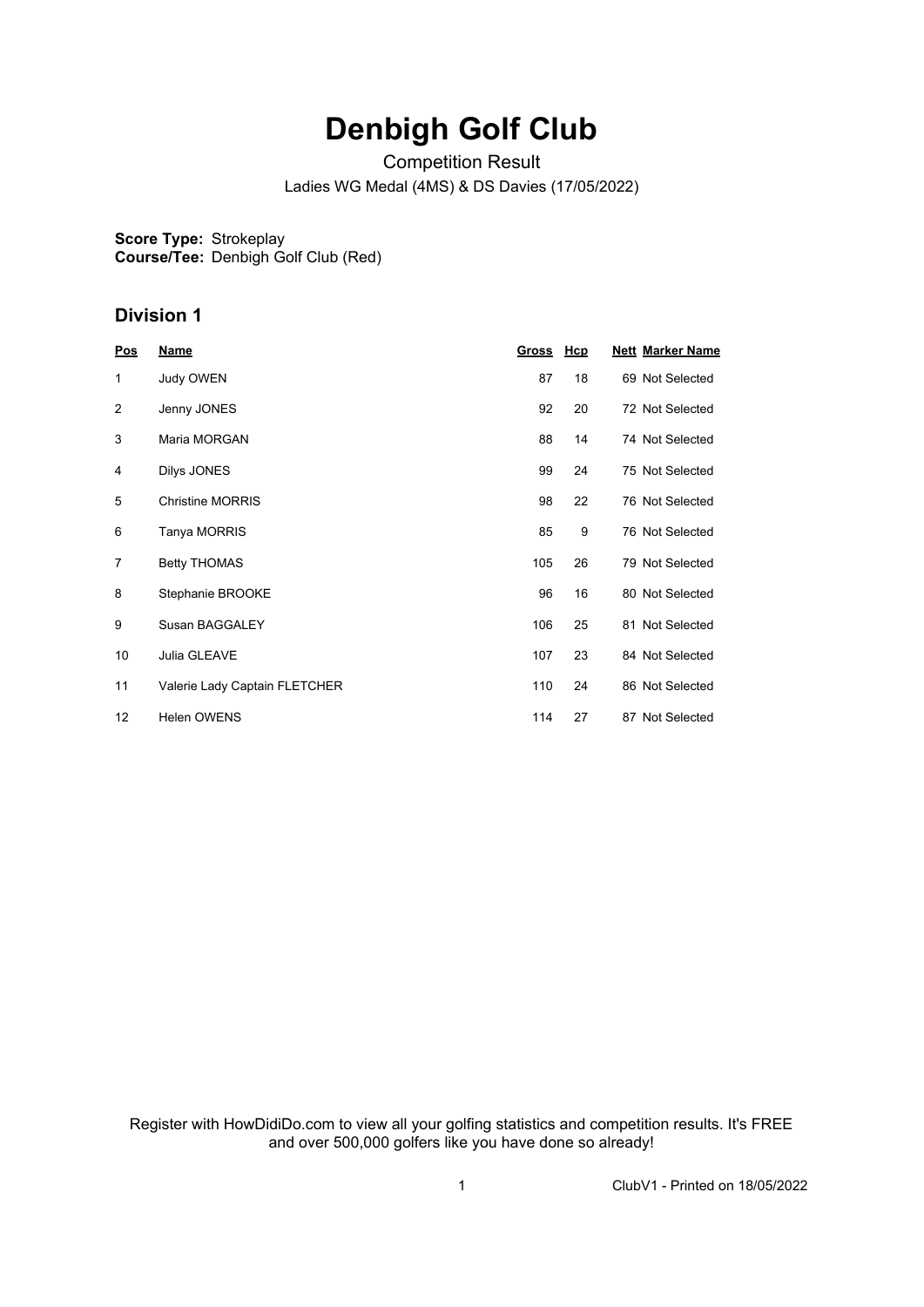# Denbigh Golf Club

Competition Result

Ladies WG Medal (4MS) & DS Davies (17/05/2022)

**Score Type:** Strokeplay
**Course/Tee:** Denbigh Golf Club (Red)

## Division 1

| Pos | Name | Gross | Hcp | Nett | Marker Name |
|---|---|---|---|---|---|
| 1 | Judy OWEN | 87 | 18 | 69 | Not Selected |
| 2 | Jenny JONES | 92 | 20 | 72 | Not Selected |
| 3 | Maria MORGAN | 88 | 14 | 74 | Not Selected |
| 4 | Dilys JONES | 99 | 24 | 75 | Not Selected |
| 5 | Christine MORRIS | 98 | 22 | 76 | Not Selected |
| 6 | Tanya MORRIS | 85 | 9 | 76 | Not Selected |
| 7 | Betty THOMAS | 105 | 26 | 79 | Not Selected |
| 8 | Stephanie BROOKE | 96 | 16 | 80 | Not Selected |
| 9 | Susan BAGGALEY | 106 | 25 | 81 | Not Selected |
| 10 | Julia GLEAVE | 107 | 23 | 84 | Not Selected |
| 11 | Valerie Lady Captain FLETCHER | 110 | 24 | 86 | Not Selected |
| 12 | Helen OWENS | 114 | 27 | 87 | Not Selected |

Register with HowDidiDo.com to view all your golfing statistics and competition results. It's FREE and over 500,000 golfers like you have done so already!

ClubV1 - Printed on 18/05/2022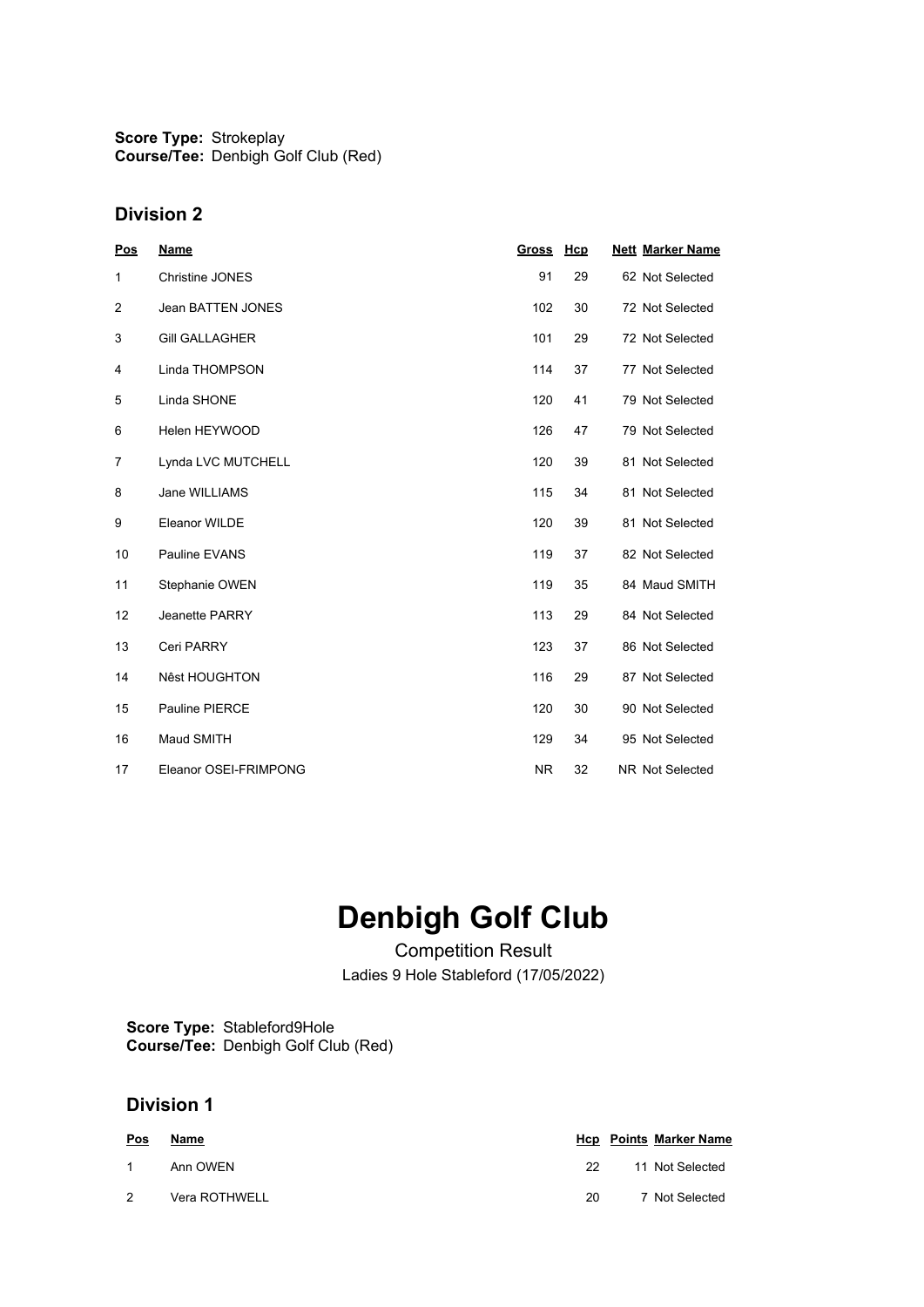**Score Type:** Strokeplay
**Course/Tee:** Denbigh Golf Club (Red)

## Division 2

| Pos | Name | Gross | Hcp | Nett | Marker Name |
|---|---|---|---|---|---|
| 1 | Christine JONES | 91 | 29 | 62 | Not Selected |
| 2 | Jean BATTEN JONES | 102 | 30 | 72 | Not Selected |
| 3 | Gill GALLAGHER | 101 | 29 | 72 | Not Selected |
| 4 | Linda THOMPSON | 114 | 37 | 77 | Not Selected |
| 5 | Linda SHONE | 120 | 41 | 79 | Not Selected |
| 6 | Helen HEYWOOD | 126 | 47 | 79 | Not Selected |
| 7 | Lynda LVC MUTCHELL | 120 | 39 | 81 | Not Selected |
| 8 | Jane WILLIAMS | 115 | 34 | 81 | Not Selected |
| 9 | Eleanor WILDE | 120 | 39 | 81 | Not Selected |
| 10 | Pauline EVANS | 119 | 37 | 82 | Not Selected |
| 11 | Stephanie OWEN | 119 | 35 | 84 | Maud SMITH |
| 12 | Jeanette PARRY | 113 | 29 | 84 | Not Selected |
| 13 | Ceri PARRY | 123 | 37 | 86 | Not Selected |
| 14 | Nêst HOUGHTON | 116 | 29 | 87 | Not Selected |
| 15 | Pauline PIERCE | 120 | 30 | 90 | Not Selected |
| 16 | Maud SMITH | 129 | 34 | 95 | Not Selected |
| 17 | Eleanor OSEI-FRIMPONG | NR | 32 | NR | Not Selected |

# Denbigh Golf Club

Competition Result

Ladies 9 Hole Stableford (17/05/2022)

**Score Type:** Stableford9Hole
**Course/Tee:** Denbigh Golf Club (Red)

## Division 1

| Pos | Name | Hcp | Points | Marker Name |
|---|---|---|---|---|
| 1 | Ann OWEN | 22 | 11 | Not Selected |
| 2 | Vera ROTHWELL | 20 | 7 | Not Selected |